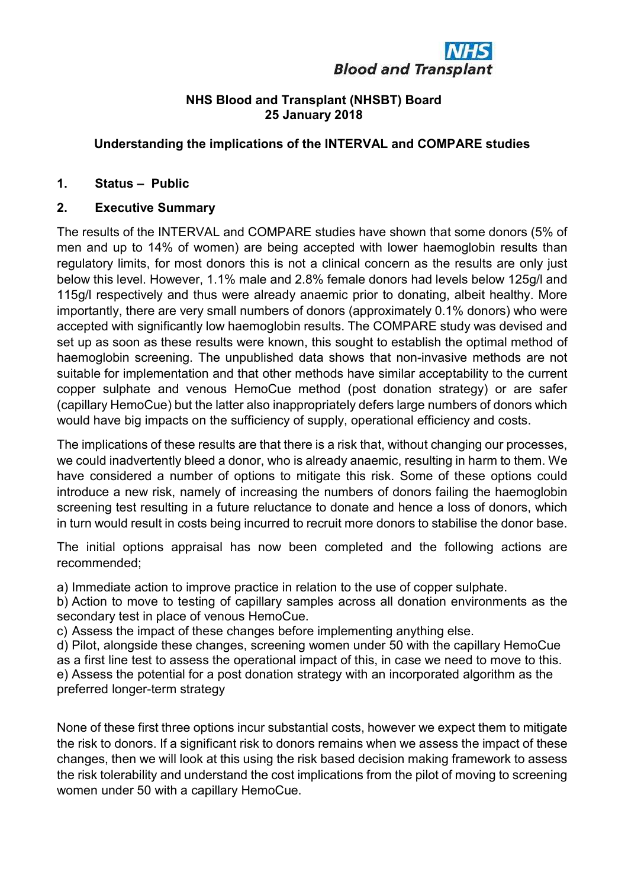**NHS Blood and Transplant**

**NHS Blood and Transplant (NHSBT) Board**
**25 January 2018**

**Understanding the implications of the INTERVAL and COMPARE studies**

## 1. Status – Public

## 2. Executive Summary

The results of the INTERVAL and COMPARE studies have shown that some donors (5% of men and up to 14% of women) are being accepted with lower haemoglobin results than regulatory limits, for most donors this is not a clinical concern as the results are only just below this level. However, 1.1% male and 2.8% female donors had levels below 125g/l and 115g/l respectively and thus were already anaemic prior to donating, albeit healthy. More importantly, there are very small numbers of donors (approximately 0.1% donors) who were accepted with significantly low haemoglobin results. The COMPARE study was devised and set up as soon as these results were known, this sought to establish the optimal method of haemoglobin screening. The unpublished data shows that non-invasive methods are not suitable for implementation and that other methods have similar acceptability to the current copper sulphate and venous HemoCue method (post donation strategy) or are safer (capillary HemoCue) but the latter also inappropriately defers large numbers of donors which would have big impacts on the sufficiency of supply, operational efficiency and costs.

The implications of these results are that there is a risk that, without changing our processes, we could inadvertently bleed a donor, who is already anaemic, resulting in harm to them. We have considered a number of options to mitigate this risk. Some of these options could introduce a new risk, namely of increasing the numbers of donors failing the haemoglobin screening test resulting in a future reluctance to donate and hence a loss of donors, which in turn would result in costs being incurred to recruit more donors to stabilise the donor base.

The initial options appraisal has now been completed and the following actions are recommended;

a) Immediate action to improve practice in relation to the use of copper sulphate.
b) Action to move to testing of capillary samples across all donation environments as the secondary test in place of venous HemoCue.
c) Assess the impact of these changes before implementing anything else.
d) Pilot, alongside these changes, screening women under 50 with the capillary HemoCue as a first line test to assess the operational impact of this, in case we need to move to this.
e) Assess the potential for a post donation strategy with an incorporated algorithm as the preferred longer-term strategy

None of these first three options incur substantial costs, however we expect them to mitigate the risk to donors. If a significant risk to donors remains when we assess the impact of these changes, then we will look at this using the risk based decision making framework to assess the risk tolerability and understand the cost implications from the pilot of moving to screening women under 50 with a capillary HemoCue.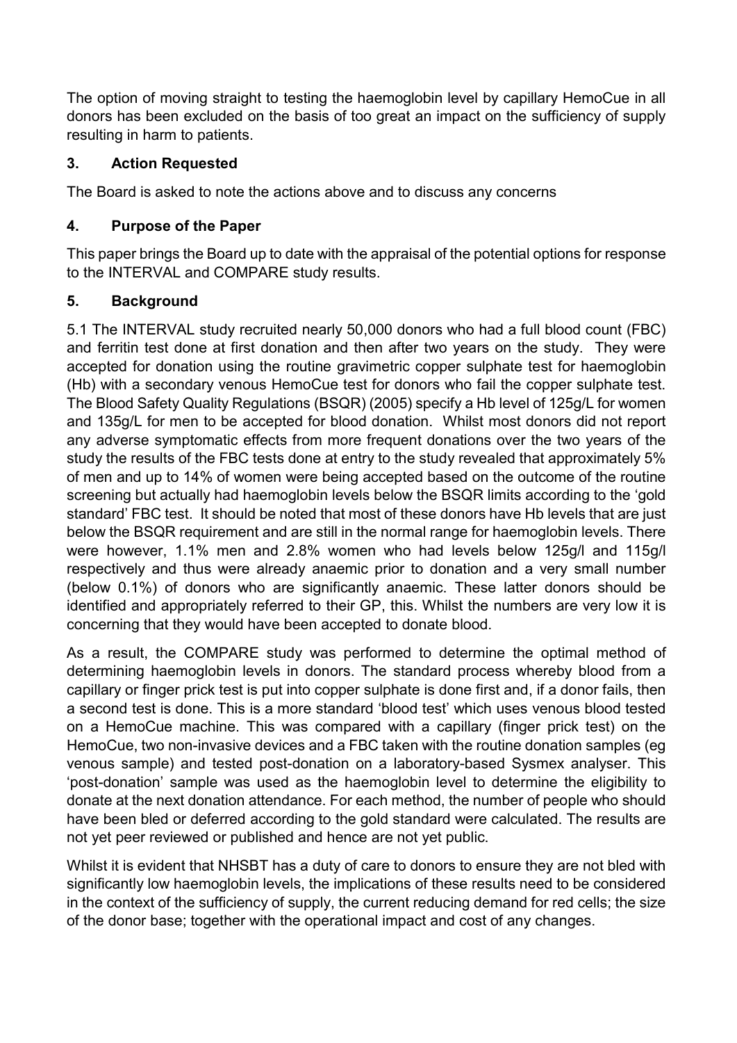The option of moving straight to testing the haemoglobin level by capillary HemoCue in all donors has been excluded on the basis of too great an impact on the sufficiency of supply resulting in harm to patients.

## 3. Action Requested

The Board is asked to note the actions above and to discuss any concerns

## 4. Purpose of the Paper

This paper brings the Board up to date with the appraisal of the potential options for response to the INTERVAL and COMPARE study results.

## 5. Background

5.1 The INTERVAL study recruited nearly 50,000 donors who had a full blood count (FBC) and ferritin test done at first donation and then after two years on the study. They were accepted for donation using the routine gravimetric copper sulphate test for haemoglobin (Hb) with a secondary venous HemoCue test for donors who fail the copper sulphate test. The Blood Safety Quality Regulations (BSQR) (2005) specify a Hb level of 125g/L for women and 135g/L for men to be accepted for blood donation. Whilst most donors did not report any adverse symptomatic effects from more frequent donations over the two years of the study the results of the FBC tests done at entry to the study revealed that approximately 5% of men and up to 14% of women were being accepted based on the outcome of the routine screening but actually had haemoglobin levels below the BSQR limits according to the 'gold standard' FBC test. It should be noted that most of these donors have Hb levels that are just below the BSQR requirement and are still in the normal range for haemoglobin levels. There were however, 1.1% men and 2.8% women who had levels below 125g/l and 115g/l respectively and thus were already anaemic prior to donation and a very small number (below 0.1%) of donors who are significantly anaemic. These latter donors should be identified and appropriately referred to their GP, this. Whilst the numbers are very low it is concerning that they would have been accepted to donate blood.

As a result, the COMPARE study was performed to determine the optimal method of determining haemoglobin levels in donors. The standard process whereby blood from a capillary or finger prick test is put into copper sulphate is done first and, if a donor fails, then a second test is done. This is a more standard 'blood test' which uses venous blood tested on a HemoCue machine. This was compared with a capillary (finger prick test) on the HemoCue, two non-invasive devices and a FBC taken with the routine donation samples (eg venous sample) and tested post-donation on a laboratory-based Sysmex analyser. This 'post-donation' sample was used as the haemoglobin level to determine the eligibility to donate at the next donation attendance. For each method, the number of people who should have been bled or deferred according to the gold standard were calculated. The results are not yet peer reviewed or published and hence are not yet public.

Whilst it is evident that NHSBT has a duty of care to donors to ensure they are not bled with significantly low haemoglobin levels, the implications of these results need to be considered in the context of the sufficiency of supply, the current reducing demand for red cells; the size of the donor base; together with the operational impact and cost of any changes.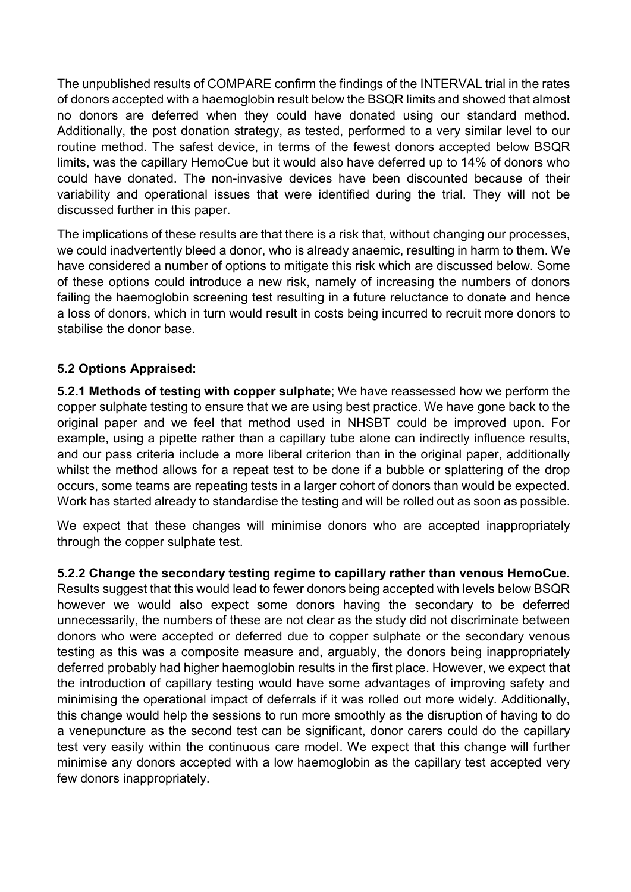The unpublished results of COMPARE confirm the findings of the INTERVAL trial in the rates of donors accepted with a haemoglobin result below the BSQR limits and showed that almost no donors are deferred when they could have donated using our standard method. Additionally, the post donation strategy, as tested, performed to a very similar level to our routine method. The safest device, in terms of the fewest donors accepted below BSQR limits, was the capillary HemoCue but it would also have deferred up to 14% of donors who could have donated. The non-invasive devices have been discounted because of their variability and operational issues that were identified during the trial. They will not be discussed further in this paper.

The implications of these results are that there is a risk that, without changing our processes, we could inadvertently bleed a donor, who is already anaemic, resulting in harm to them. We have considered a number of options to mitigate this risk which are discussed below. Some of these options could introduce a new risk, namely of increasing the numbers of donors failing the haemoglobin screening test resulting in a future reluctance to donate and hence a loss of donors, which in turn would result in costs being incurred to recruit more donors to stabilise the donor base.

### 5.2 Options Appraised:

**5.2.1 Methods of testing with copper sulphate**; We have reassessed how we perform the copper sulphate testing to ensure that we are using best practice. We have gone back to the original paper and we feel that method used in NHSBT could be improved upon. For example, using a pipette rather than a capillary tube alone can indirectly influence results, and our pass criteria include a more liberal criterion than in the original paper, additionally whilst the method allows for a repeat test to be done if a bubble or splattering of the drop occurs, some teams are repeating tests in a larger cohort of donors than would be expected. Work has started already to standardise the testing and will be rolled out as soon as possible.

We expect that these changes will minimise donors who are accepted inappropriately through the copper sulphate test.

**5.2.2 Change the secondary testing regime to capillary rather than venous HemoCue.** Results suggest that this would lead to fewer donors being accepted with levels below BSQR however we would also expect some donors having the secondary to be deferred unnecessarily, the numbers of these are not clear as the study did not discriminate between donors who were accepted or deferred due to copper sulphate or the secondary venous testing as this was a composite measure and, arguably, the donors being inappropriately deferred probably had higher haemoglobin results in the first place. However, we expect that the introduction of capillary testing would have some advantages of improving safety and minimising the operational impact of deferrals if it was rolled out more widely. Additionally, this change would help the sessions to run more smoothly as the disruption of having to do a venepuncture as the second test can be significant, donor carers could do the capillary test very easily within the continuous care model. We expect that this change will further minimise any donors accepted with a low haemoglobin as the capillary test accepted very few donors inappropriately.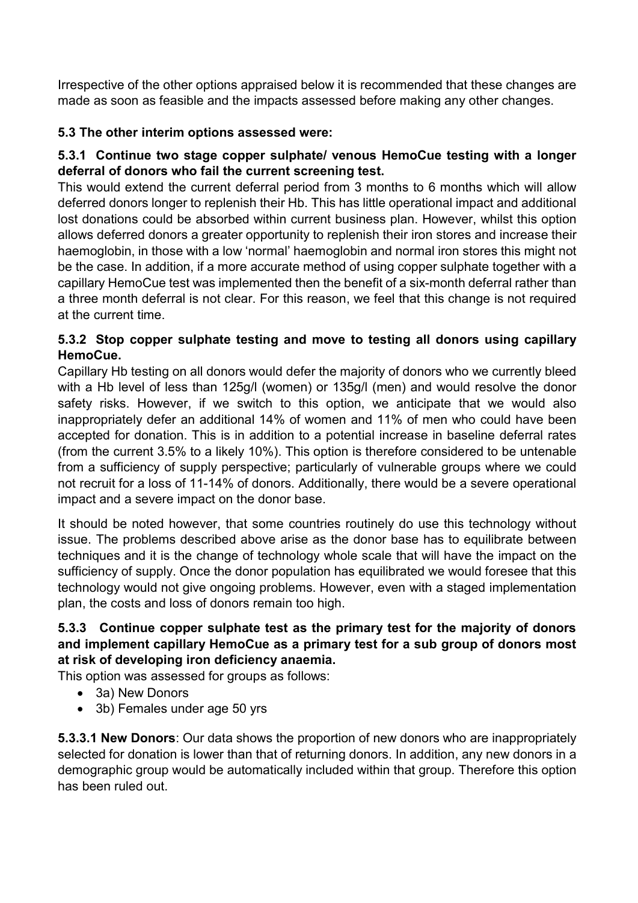Irrespective of the other options appraised below it is recommended that these changes are made as soon as feasible and the impacts assessed before making any other changes.

### 5.3 The other interim options assessed were:

#### 5.3.1 Continue two stage copper sulphate/ venous HemoCue testing with a longer deferral of donors who fail the current screening test.

This would extend the current deferral period from 3 months to 6 months which will allow deferred donors longer to replenish their Hb. This has little operational impact and additional lost donations could be absorbed within current business plan. However, whilst this option allows deferred donors a greater opportunity to replenish their iron stores and increase their haemoglobin, in those with a low 'normal' haemoglobin and normal iron stores this might not be the case. In addition, if a more accurate method of using copper sulphate together with a capillary HemoCue test was implemented then the benefit of a six-month deferral rather than a three month deferral is not clear. For this reason, we feel that this change is not required at the current time.

#### 5.3.2 Stop copper sulphate testing and move to testing all donors using capillary HemoCue.

Capillary Hb testing on all donors would defer the majority of donors who we currently bleed with a Hb level of less than 125g/l (women) or 135g/l (men) and would resolve the donor safety risks. However, if we switch to this option, we anticipate that we would also inappropriately defer an additional 14% of women and 11% of men who could have been accepted for donation. This is in addition to a potential increase in baseline deferral rates (from the current 3.5% to a likely 10%). This option is therefore considered to be untenable from a sufficiency of supply perspective; particularly of vulnerable groups where we could not recruit for a loss of 11-14% of donors. Additionally, there would be a severe operational impact and a severe impact on the donor base.

It should be noted however, that some countries routinely do use this technology without issue. The problems described above arise as the donor base has to equilibrate between techniques and it is the change of technology whole scale that will have the impact on the sufficiency of supply. Once the donor population has equilibrated we would foresee that this technology would not give ongoing problems. However, even with a staged implementation plan, the costs and loss of donors remain too high.

#### 5.3.3 Continue copper sulphate test as the primary test for the majority of donors and implement capillary HemoCue as a primary test for a sub group of donors most at risk of developing iron deficiency anaemia.

This option was assessed for groups as follows:

- 3a) New Donors
- 3b) Females under age 50 yrs

**5.3.3.1 New Donors**: Our data shows the proportion of new donors who are inappropriately selected for donation is lower than that of returning donors. In addition, any new donors in a demographic group would be automatically included within that group. Therefore this option has been ruled out.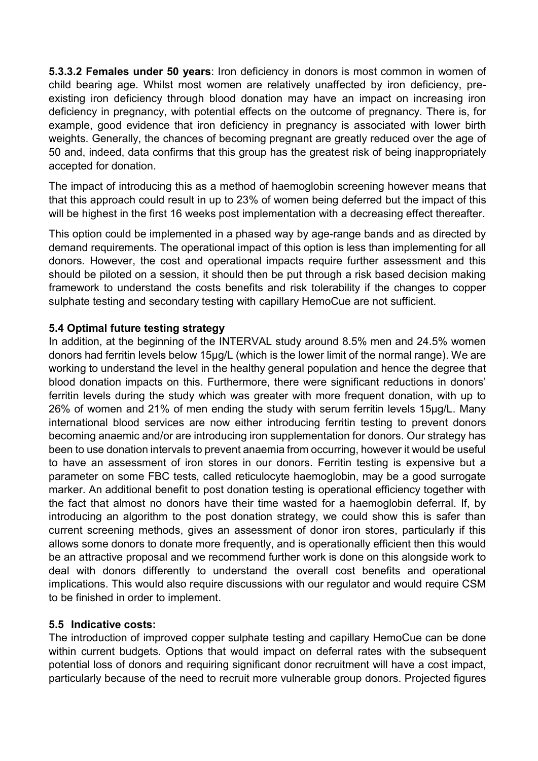**5.3.3.2 Females under 50 years**: Iron deficiency in donors is most common in women of child bearing age. Whilst most women are relatively unaffected by iron deficiency, pre-existing iron deficiency through blood donation may have an impact on increasing iron deficiency in pregnancy, with potential effects on the outcome of pregnancy. There is, for example, good evidence that iron deficiency in pregnancy is associated with lower birth weights. Generally, the chances of becoming pregnant are greatly reduced over the age of 50 and, indeed, data confirms that this group has the greatest risk of being inappropriately accepted for donation.

The impact of introducing this as a method of haemoglobin screening however means that that this approach could result in up to 23% of women being deferred but the impact of this will be highest in the first 16 weeks post implementation with a decreasing effect thereafter.

This option could be implemented in a phased way by age-range bands and as directed by demand requirements. The operational impact of this option is less than implementing for all donors. However, the cost and operational impacts require further assessment and this should be piloted on a session, it should then be put through a risk based decision making framework to understand the costs benefits and risk tolerability if the changes to copper sulphate testing and secondary testing with capillary HemoCue are not sufficient.

### 5.4 Optimal future testing strategy

In addition, at the beginning of the INTERVAL study around 8.5% men and 24.5% women donors had ferritin levels below 15µg/L (which is the lower limit of the normal range). We are working to understand the level in the healthy general population and hence the degree that blood donation impacts on this. Furthermore, there were significant reductions in donors' ferritin levels during the study which was greater with more frequent donation, with up to 26% of women and 21% of men ending the study with serum ferritin levels 15µg/L. Many international blood services are now either introducing ferritin testing to prevent donors becoming anaemic and/or are introducing iron supplementation for donors. Our strategy has been to use donation intervals to prevent anaemia from occurring, however it would be useful to have an assessment of iron stores in our donors. Ferritin testing is expensive but a parameter on some FBC tests, called reticulocyte haemoglobin, may be a good surrogate marker. An additional benefit to post donation testing is operational efficiency together with the fact that almost no donors have their time wasted for a haemoglobin deferral. If, by introducing an algorithm to the post donation strategy, we could show this is safer than current screening methods, gives an assessment of donor iron stores, particularly if this allows some donors to donate more frequently, and is operationally efficient then this would be an attractive proposal and we recommend further work is done on this alongside work to deal with donors differently to understand the overall cost benefits and operational implications. This would also require discussions with our regulator and would require CSM to be finished in order to implement.

### 5.5 Indicative costs:

The introduction of improved copper sulphate testing and capillary HemoCue can be done within current budgets. Options that would impact on deferral rates with the subsequent potential loss of donors and requiring significant donor recruitment will have a cost impact, particularly because of the need to recruit more vulnerable group donors. Projected figures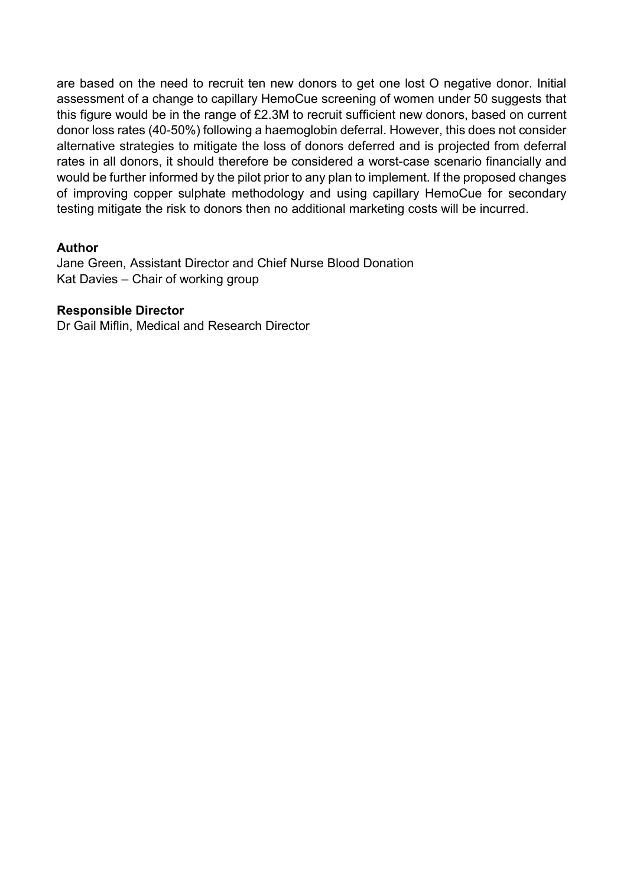are based on the need to recruit ten new donors to get one lost O negative donor. Initial assessment of a change to capillary HemoCue screening of women under 50 suggests that this figure would be in the range of £2.3M to recruit sufficient new donors, based on current donor loss rates (40-50%) following a haemoglobin deferral. However, this does not consider alternative strategies to mitigate the loss of donors deferred and is projected from deferral rates in all donors, it should therefore be considered a worst-case scenario financially and would be further informed by the pilot prior to any plan to implement. If the proposed changes of improving copper sulphate methodology and using capillary HemoCue for secondary testing mitigate the risk to donors then no additional marketing costs will be incurred.

**Author**
Jane Green, Assistant Director and Chief Nurse Blood Donation
Kat Davies – Chair of working group

**Responsible Director**
Dr Gail Miflin, Medical and Research Director